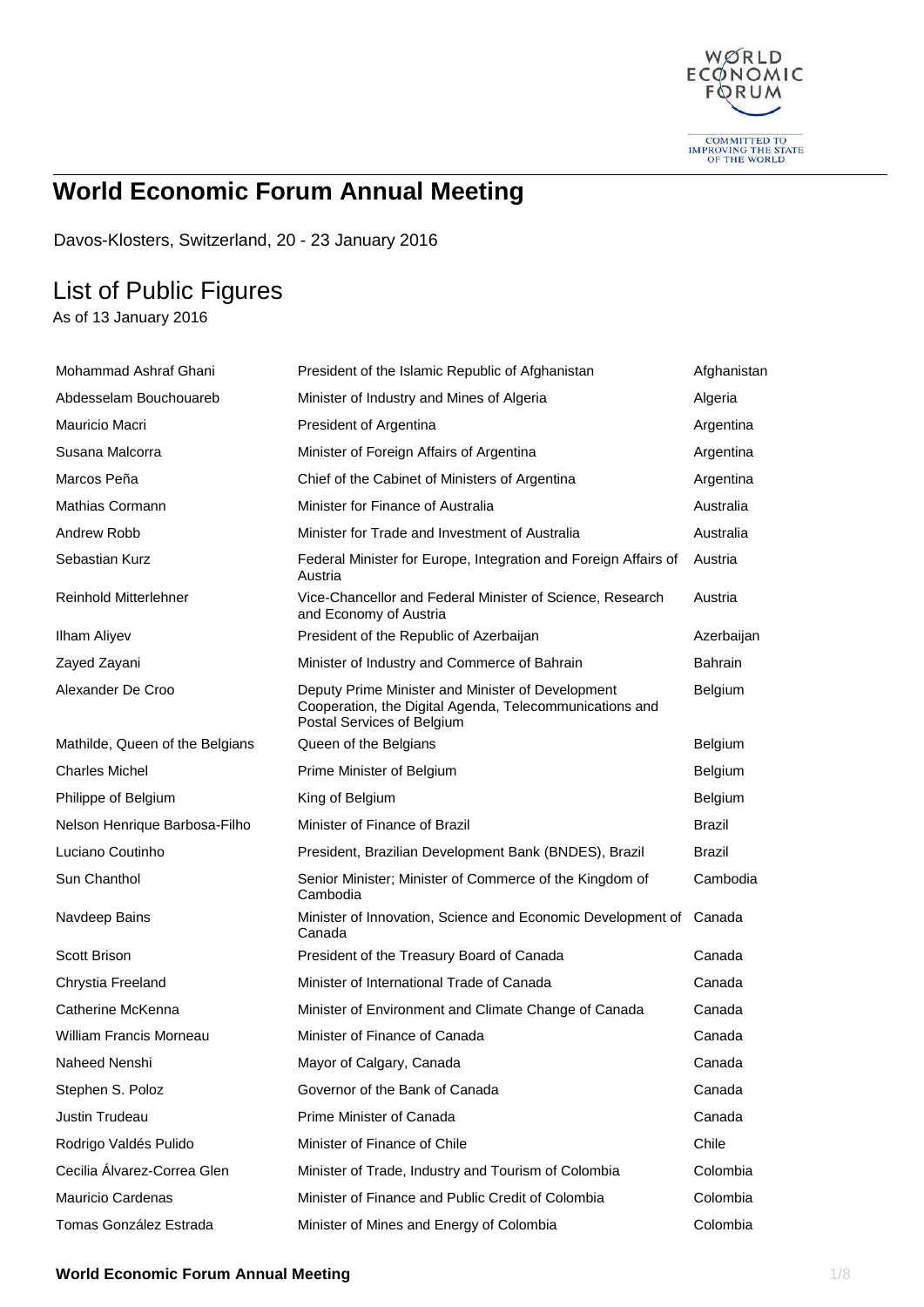# World Economic Forum Annual Meeting

Davos-Klosters, Switzerland, 20 - 23 January 2016

## List of Public Figures

As of 13 January 2016

| Name | Title | Country |
|---|---|---|
| Mohammad Ashraf Ghani | President of the Islamic Republic of Afghanistan | Afghanistan |
| Abdesselam Bouchouareb | Minister of Industry and Mines of Algeria | Algeria |
| Mauricio Macri | President of Argentina | Argentina |
| Susana Malcorra | Minister of Foreign Affairs of Argentina | Argentina |
| Marcos Peña | Chief of the Cabinet of Ministers of Argentina | Argentina |
| Mathias Cormann | Minister for Finance of Australia | Australia |
| Andrew Robb | Minister for Trade and Investment of Australia | Australia |
| Sebastian Kurz | Federal Minister for Europe, Integration and Foreign Affairs of Austria | Austria |
| Reinhold Mitterlehner | Vice-Chancellor and Federal Minister of Science, Research and Economy of Austria | Austria |
| Ilham Aliyev | President of the Republic of Azerbaijan | Azerbaijan |
| Zayed Zayani | Minister of Industry and Commerce of Bahrain | Bahrain |
| Alexander De Croo | Deputy Prime Minister and Minister of Development Cooperation, the Digital Agenda, Telecommunications and Postal Services of Belgium | Belgium |
| Mathilde, Queen of the Belgians | Queen of the Belgians | Belgium |
| Charles Michel | Prime Minister of Belgium | Belgium |
| Philippe of Belgium | King of Belgium | Belgium |
| Nelson Henrique Barbosa-Filho | Minister of Finance of Brazil | Brazil |
| Luciano Coutinho | President, Brazilian Development Bank (BNDES), Brazil | Brazil |
| Sun Chanthol | Senior Minister; Minister of Commerce of the Kingdom of Cambodia | Cambodia |
| Navdeep Bains | Minister of Innovation, Science and Economic Development of Canada | Canada |
| Scott Brison | President of the Treasury Board of Canada | Canada |
| Chrystia Freeland | Minister of International Trade of Canada | Canada |
| Catherine McKenna | Minister of Environment and Climate Change of Canada | Canada |
| William Francis Morneau | Minister of Finance of Canada | Canada |
| Naheed Nenshi | Mayor of Calgary, Canada | Canada |
| Stephen S. Poloz | Governor of the Bank of Canada | Canada |
| Justin Trudeau | Prime Minister of Canada | Canada |
| Rodrigo Valdés Pulido | Minister of Finance of Chile | Chile |
| Cecilia Álvarez-Correa Glen | Minister of Trade, Industry and Tourism of Colombia | Colombia |
| Mauricio Cardenas | Minister of Finance and Public Credit of Colombia | Colombia |
| Tomas González Estrada | Minister of Mines and Energy of Colombia | Colombia |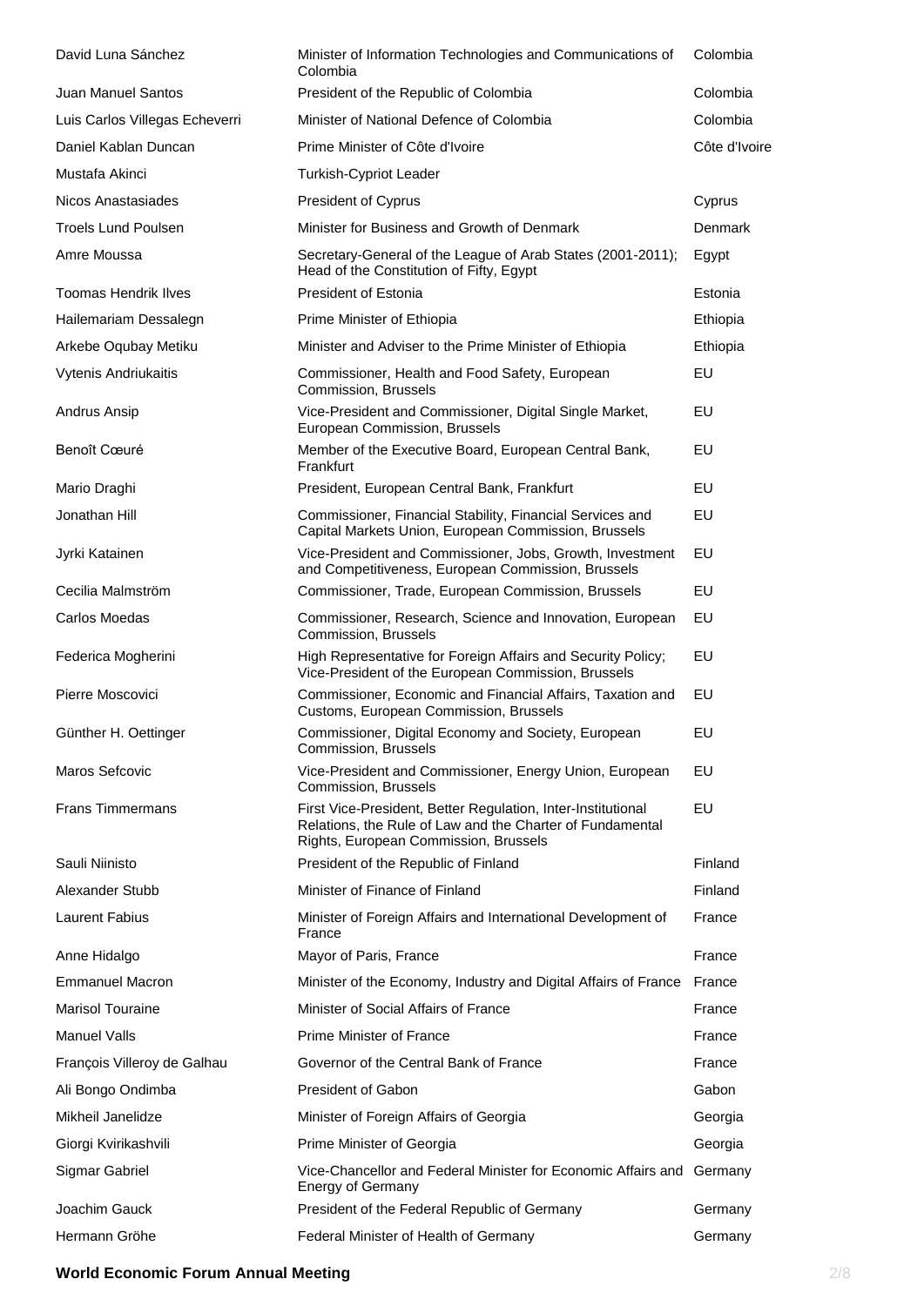| | | |
|---|---|---|
| David Luna Sánchez | Minister of Information Technologies and Communications of Colombia | Colombia |
| Juan Manuel Santos | President of the Republic of Colombia | Colombia |
| Luis Carlos Villegas Echeverri | Minister of National Defence of Colombia | Colombia |
| Daniel Kablan Duncan | Prime Minister of Côte d'Ivoire | Côte d'Ivoire |
| Mustafa Akinci | Turkish-Cypriot Leader | |
| Nicos Anastasiades | President of Cyprus | Cyprus |
| Troels Lund Poulsen | Minister for Business and Growth of Denmark | Denmark |
| Amre Moussa | Secretary-General of the League of Arab States (2001-2011); Head of the Constitution of Fifty, Egypt | Egypt |
| Toomas Hendrik Ilves | President of Estonia | Estonia |
| Hailemariam Dessalegn | Prime Minister of Ethiopia | Ethiopia |
| Arkebe Oqubay Metiku | Minister and Adviser to the Prime Minister of Ethiopia | Ethiopia |
| Vytenis Andriukaitis | Commissioner, Health and Food Safety, European Commission, Brussels | EU |
| Andrus Ansip | Vice-President and Commissioner, Digital Single Market, European Commission, Brussels | EU |
| Benoît Cœuré | Member of the Executive Board, European Central Bank, Frankfurt | EU |
| Mario Draghi | President, European Central Bank, Frankfurt | EU |
| Jonathan Hill | Commissioner, Financial Stability, Financial Services and Capital Markets Union, European Commission, Brussels | EU |
| Jyrki Katainen | Vice-President and Commissioner, Jobs, Growth, Investment and Competitiveness, European Commission, Brussels | EU |
| Cecilia Malmström | Commissioner, Trade, European Commission, Brussels | EU |
| Carlos Moedas | Commissioner, Research, Science and Innovation, European Commission, Brussels | EU |
| Federica Mogherini | High Representative for Foreign Affairs and Security Policy; Vice-President of the European Commission, Brussels | EU |
| Pierre Moscovici | Commissioner, Economic and Financial Affairs, Taxation and Customs, European Commission, Brussels | EU |
| Günther H. Oettinger | Commissioner, Digital Economy and Society, European Commission, Brussels | EU |
| Maros Sefcovic | Vice-President and Commissioner, Energy Union, European Commission, Brussels | EU |
| Frans Timmermans | First Vice-President, Better Regulation, Inter-Institutional Relations, the Rule of Law and the Charter of Fundamental Rights, European Commission, Brussels | EU |
| Sauli Niinisto | President of the Republic of Finland | Finland |
| Alexander Stubb | Minister of Finance of Finland | Finland |
| Laurent Fabius | Minister of Foreign Affairs and International Development of France | France |
| Anne Hidalgo | Mayor of Paris, France | France |
| Emmanuel Macron | Minister of the Economy, Industry and Digital Affairs of France | France |
| Marisol Touraine | Minister of Social Affairs of France | France |
| Manuel Valls | Prime Minister of France | France |
| François Villeroy de Galhau | Governor of the Central Bank of France | France |
| Ali Bongo Ondimba | President of Gabon | Gabon |
| Mikheil Janelidze | Minister of Foreign Affairs of Georgia | Georgia |
| Giorgi Kvirikashvili | Prime Minister of Georgia | Georgia |
| Sigmar Gabriel | Vice-Chancellor and Federal Minister for Economic Affairs and Energy of Germany | Germany |
| Joachim Gauck | President of the Federal Republic of Germany | Germany |
| Hermann Gröhe | Federal Minister of Health of Germany | Germany |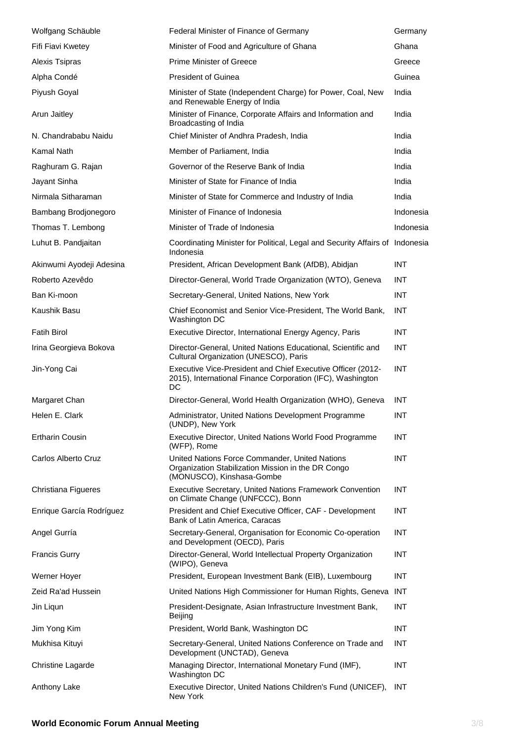| | | |
|---|---|---|
| Wolfgang Schäuble | Federal Minister of Finance of Germany | Germany |
| Fifi Fiavi Kwetey | Minister of Food and Agriculture of Ghana | Ghana |
| Alexis Tsipras | Prime Minister of Greece | Greece |
| Alpha Condé | President of Guinea | Guinea |
| Piyush Goyal | Minister of State (Independent Charge) for Power, Coal, New and Renewable Energy of India | India |
| Arun Jaitley | Minister of Finance, Corporate Affairs and Information and Broadcasting of India | India |
| N. Chandrababu Naidu | Chief Minister of Andhra Pradesh, India | India |
| Kamal Nath | Member of Parliament, India | India |
| Raghuram G. Rajan | Governor of the Reserve Bank of India | India |
| Jayant Sinha | Minister of State for Finance of India | India |
| Nirmala Sitharaman | Minister of State for Commerce and Industry of India | India |
| Bambang Brodjonegoro | Minister of Finance of Indonesia | Indonesia |
| Thomas T. Lembong | Minister of Trade of Indonesia | Indonesia |
| Luhut B. Pandjaitan | Coordinating Minister for Political, Legal and Security Affairs of Indonesia | Indonesia |
| Akinwumi Ayodeji Adesina | President, African Development Bank (AfDB), Abidjan | INT |
| Roberto Azevêdo | Director-General, World Trade Organization (WTO), Geneva | INT |
| Ban Ki-moon | Secretary-General, United Nations, New York | INT |
| Kaushik Basu | Chief Economist and Senior Vice-President, The World Bank, Washington DC | INT |
| Fatih Birol | Executive Director, International Energy Agency, Paris | INT |
| Irina Georgieva Bokova | Director-General, United Nations Educational, Scientific and Cultural Organization (UNESCO), Paris | INT |
| Jin-Yong Cai | Executive Vice-President and Chief Executive Officer (2012-2015), International Finance Corporation (IFC), Washington DC | INT |
| Margaret Chan | Director-General, World Health Organization (WHO), Geneva | INT |
| Helen E. Clark | Administrator, United Nations Development Programme (UNDP), New York | INT |
| Ertharin Cousin | Executive Director, United Nations World Food Programme (WFP), Rome | INT |
| Carlos Alberto Cruz | United Nations Force Commander, United Nations Organization Stabilization Mission in the DR Congo (MONUSCO), Kinshasa-Gombe | INT |
| Christiana Figueres | Executive Secretary, United Nations Framework Convention on Climate Change (UNFCCC), Bonn | INT |
| Enrique García Rodríguez | President and Chief Executive Officer, CAF - Development Bank of Latin America, Caracas | INT |
| Angel Gurría | Secretary-General, Organisation for Economic Co-operation and Development (OECD), Paris | INT |
| Francis Gurry | Director-General, World Intellectual Property Organization (WIPO), Geneva | INT |
| Werner Hoyer | President, European Investment Bank (EIB), Luxembourg | INT |
| Zeid Ra'ad Hussein | United Nations High Commissioner for Human Rights, Geneva | INT |
| Jin Liqun | President-Designate, Asian Infrastructure Investment Bank, Beijing | INT |
| Jim Yong Kim | President, World Bank, Washington DC | INT |
| Mukhisa Kituyi | Secretary-General, United Nations Conference on Trade and Development (UNCTAD), Geneva | INT |
| Christine Lagarde | Managing Director, International Monetary Fund (IMF), Washington DC | INT |
| Anthony Lake | Executive Director, United Nations Children's Fund (UNICEF), New York | INT |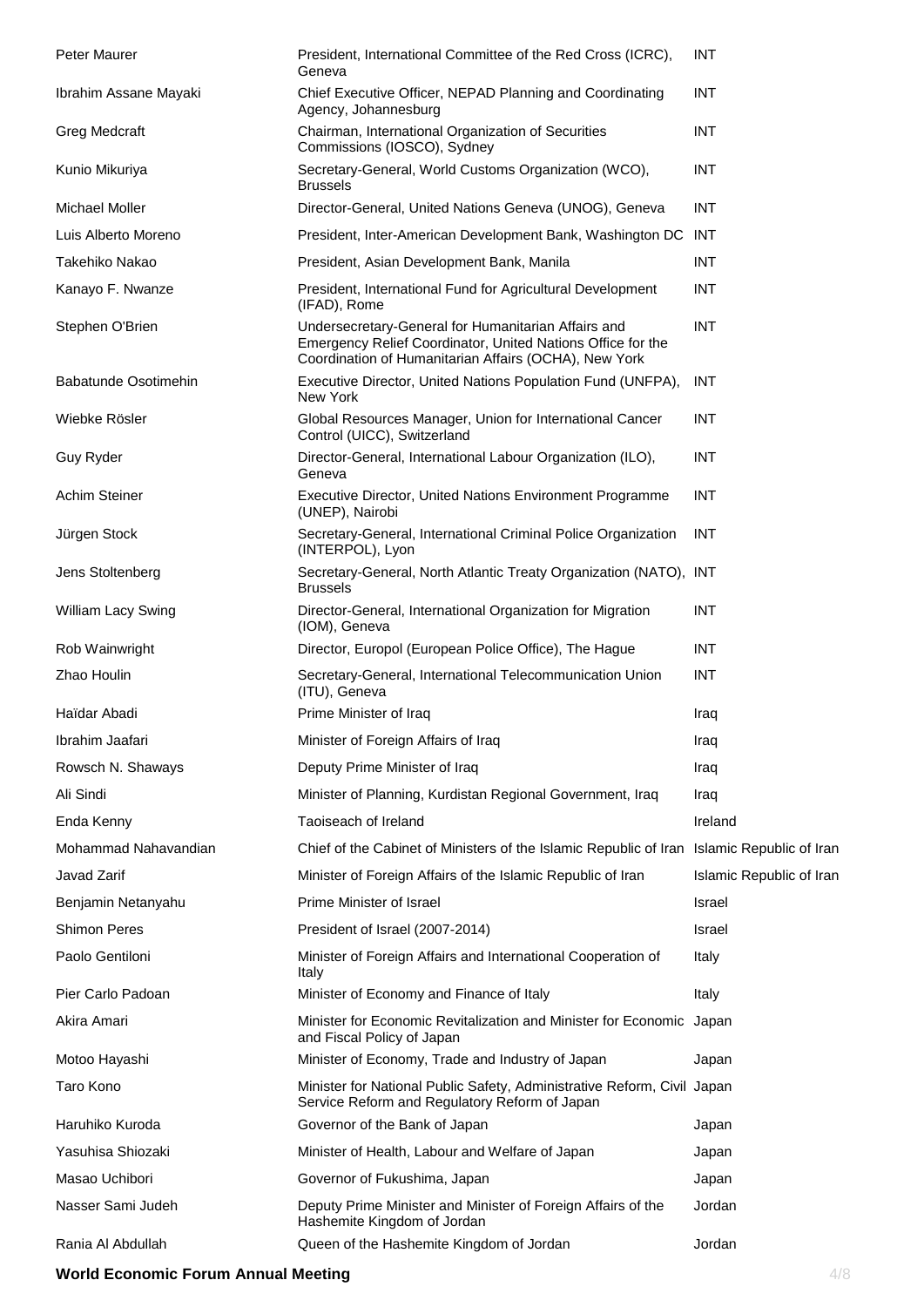| | | |
|---|---|---|
| Peter Maurer | President, International Committee of the Red Cross (ICRC), Geneva | INT |
| Ibrahim Assane Mayaki | Chief Executive Officer, NEPAD Planning and Coordinating Agency, Johannesburg | INT |
| Greg Medcraft | Chairman, International Organization of Securities Commissions (IOSCO), Sydney | INT |
| Kunio Mikuriya | Secretary-General, World Customs Organization (WCO), Brussels | INT |
| Michael Moller | Director-General, United Nations Geneva (UNOG), Geneva | INT |
| Luis Alberto Moreno | President, Inter-American Development Bank, Washington DC | INT |
| Takehiko Nakao | President, Asian Development Bank, Manila | INT |
| Kanayo F. Nwanze | President, International Fund for Agricultural Development (IFAD), Rome | INT |
| Stephen O'Brien | Undersecretary-General for Humanitarian Affairs and Emergency Relief Coordinator, United Nations Office for the Coordination of Humanitarian Affairs (OCHA), New York | INT |
| Babatunde Osotimehin | Executive Director, United Nations Population Fund (UNFPA), New York | INT |
| Wiebke Rösler | Global Resources Manager, Union for International Cancer Control (UICC), Switzerland | INT |
| Guy Ryder | Director-General, International Labour Organization (ILO), Geneva | INT |
| Achim Steiner | Executive Director, United Nations Environment Programme (UNEP), Nairobi | INT |
| Jürgen Stock | Secretary-General, International Criminal Police Organization (INTERPOL), Lyon | INT |
| Jens Stoltenberg | Secretary-General, North Atlantic Treaty Organization (NATO), Brussels | INT |
| William Lacy Swing | Director-General, International Organization for Migration (IOM), Geneva | INT |
| Rob Wainwright | Director, Europol (European Police Office), The Hague | INT |
| Zhao Houlin | Secretary-General, International Telecommunication Union (ITU), Geneva | INT |
| Haïdar Abadi | Prime Minister of Iraq | Iraq |
| Ibrahim Jaafari | Minister of Foreign Affairs of Iraq | Iraq |
| Rowsch N. Shaways | Deputy Prime Minister of Iraq | Iraq |
| Ali Sindi | Minister of Planning, Kurdistan Regional Government, Iraq | Iraq |
| Enda Kenny | Taoiseach of Ireland | Ireland |
| Mohammad Nahavandian | Chief of the Cabinet of Ministers of the Islamic Republic of Iran | Islamic Republic of Iran |
| Javad Zarif | Minister of Foreign Affairs of the Islamic Republic of Iran | Islamic Republic of Iran |
| Benjamin Netanyahu | Prime Minister of Israel | Israel |
| Shimon Peres | President of Israel (2007-2014) | Israel |
| Paolo Gentiloni | Minister of Foreign Affairs and International Cooperation of Italy | Italy |
| Pier Carlo Padoan | Minister of Economy and Finance of Italy | Italy |
| Akira Amari | Minister for Economic Revitalization and Minister for Economic and Fiscal Policy of Japan | Japan |
| Motoo Hayashi | Minister of Economy, Trade and Industry of Japan | Japan |
| Taro Kono | Minister for National Public Safety, Administrative Reform, Civil Service Reform and Regulatory Reform of Japan | Japan |
| Haruhiko Kuroda | Governor of the Bank of Japan | Japan |
| Yasuhisa Shiozaki | Minister of Health, Labour and Welfare of Japan | Japan |
| Masao Uchibori | Governor of Fukushima, Japan | Japan |
| Nasser Sami Judeh | Deputy Prime Minister and Minister of Foreign Affairs of the Hashemite Kingdom of Jordan | Jordan |
| Rania Al Abdullah | Queen of the Hashemite Kingdom of Jordan | Jordan |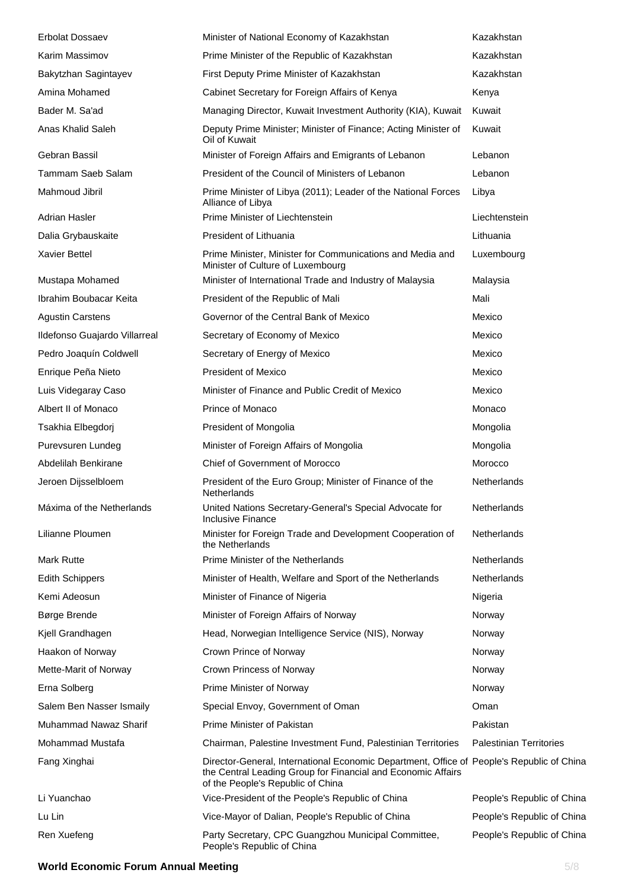| | | |
|---|---|---|
| Erbolat Dossaev | Minister of National Economy of Kazakhstan | Kazakhstan |
| Karim Massimov | Prime Minister of the Republic of Kazakhstan | Kazakhstan |
| Bakytzhan Sagintayev | First Deputy Prime Minister of Kazakhstan | Kazakhstan |
| Amina Mohamed | Cabinet Secretary for Foreign Affairs of Kenya | Kenya |
| Bader M. Sa'ad | Managing Director, Kuwait Investment Authority (KIA), Kuwait | Kuwait |
| Anas Khalid Saleh | Deputy Prime Minister; Minister of Finance; Acting Minister of Oil of Kuwait | Kuwait |
| Gebran Bassil | Minister of Foreign Affairs and Emigrants of Lebanon | Lebanon |
| Tammam Saeb Salam | President of the Council of Ministers of Lebanon | Lebanon |
| Mahmoud Jibril | Prime Minister of Libya (2011); Leader of the National Forces Alliance of Libya | Libya |
| Adrian Hasler | Prime Minister of Liechtenstein | Liechtenstein |
| Dalia Grybauskaite | President of Lithuania | Lithuania |
| Xavier Bettel | Prime Minister, Minister for Communications and Media and Minister of Culture of Luxembourg | Luxembourg |
| Mustapa Mohamed | Minister of International Trade and Industry of Malaysia | Malaysia |
| Ibrahim Boubacar Keita | President of the Republic of Mali | Mali |
| Agustin Carstens | Governor of the Central Bank of Mexico | Mexico |
| Ildefonso Guajardo Villarreal | Secretary of Economy of Mexico | Mexico |
| Pedro Joaquín Coldwell | Secretary of Energy of Mexico | Mexico |
| Enrique Peña Nieto | President of Mexico | Mexico |
| Luis Videgaray Caso | Minister of Finance and Public Credit of Mexico | Mexico |
| Albert II of Monaco | Prince of Monaco | Monaco |
| Tsakhia Elbegdorj | President of Mongolia | Mongolia |
| Purevsuren Lundeg | Minister of Foreign Affairs of Mongolia | Mongolia |
| Abdelilah Benkirane | Chief of Government of Morocco | Morocco |
| Jeroen Dijsselbloem | President of the Euro Group; Minister of Finance of the Netherlands | Netherlands |
| Máxima of the Netherlands | United Nations Secretary-General's Special Advocate for Inclusive Finance | Netherlands |
| Lilianne Ploumen | Minister for Foreign Trade and Development Cooperation of the Netherlands | Netherlands |
| Mark Rutte | Prime Minister of the Netherlands | Netherlands |
| Edith Schippers | Minister of Health, Welfare and Sport of the Netherlands | Netherlands |
| Kemi Adeosun | Minister of Finance of Nigeria | Nigeria |
| Børge Brende | Minister of Foreign Affairs of Norway | Norway |
| Kjell Grandhagen | Head, Norwegian Intelligence Service (NIS), Norway | Norway |
| Haakon of Norway | Crown Prince of Norway | Norway |
| Mette-Marit of Norway | Crown Princess of Norway | Norway |
| Erna Solberg | Prime Minister of Norway | Norway |
| Salem Ben Nasser Ismaily | Special Envoy, Government of Oman | Oman |
| Muhammad Nawaz Sharif | Prime Minister of Pakistan | Pakistan |
| Mohammad Mustafa | Chairman, Palestine Investment Fund, Palestinian Territories | Palestinian Territories |
| Fang Xinghai | Director-General, International Economic Department, Office of the Central Leading Group for Financial and Economic Affairs of the People's Republic of China | People's Republic of China |
| Li Yuanchao | Vice-President of the People's Republic of China | People's Republic of China |
| Lu Lin | Vice-Mayor of Dalian, People's Republic of China | People's Republic of China |
| Ren Xuefeng | Party Secretary, CPC Guangzhou Municipal Committee, People's Republic of China | People's Republic of China |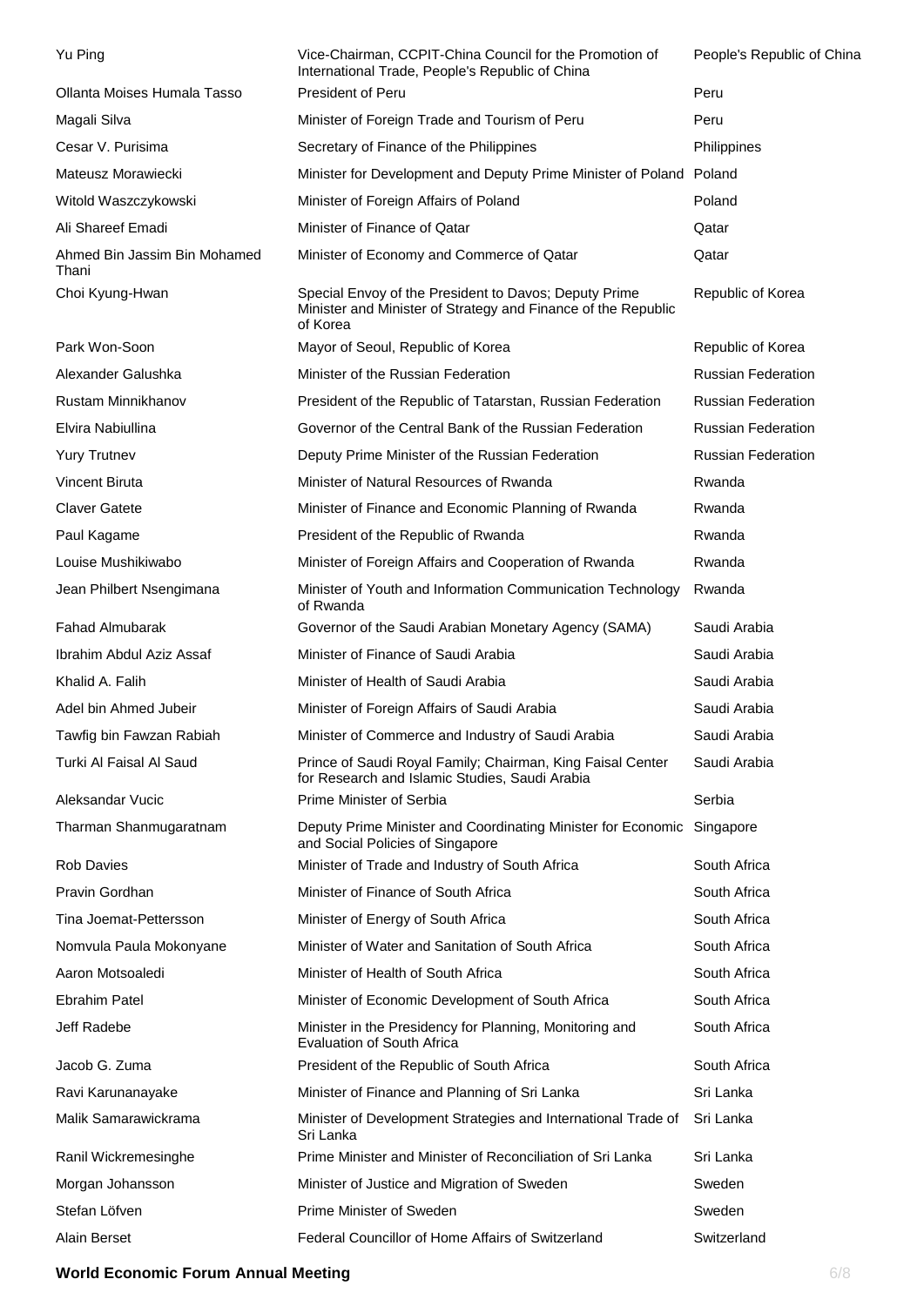| | | |
|---|---|---|
| Yu Ping | Vice-Chairman, CCPIT-China Council for the Promotion of International Trade, People's Republic of China | People's Republic of China |
| Ollanta Moises Humala Tasso | President of Peru | Peru |
| Magali Silva | Minister of Foreign Trade and Tourism of Peru | Peru |
| Cesar V. Purisima | Secretary of Finance of the Philippines | Philippines |
| Mateusz Morawiecki | Minister for Development and Deputy Prime Minister of Poland | Poland |
| Witold Waszczykowski | Minister of Foreign Affairs of Poland | Poland |
| Ali Shareef Emadi | Minister of Finance of Qatar | Qatar |
| Ahmed Bin Jassim Bin Mohamed Thani | Minister of Economy and Commerce of Qatar | Qatar |
| Choi Kyung-Hwan | Special Envoy of the President to Davos; Deputy Prime Minister and Minister of Strategy and Finance of the Republic of Korea | Republic of Korea |
| Park Won-Soon | Mayor of Seoul, Republic of Korea | Republic of Korea |
| Alexander Galushka | Minister of the Russian Federation | Russian Federation |
| Rustam Minnikhanov | President of the Republic of Tatarstan, Russian Federation | Russian Federation |
| Elvira Nabiullina | Governor of the Central Bank of the Russian Federation | Russian Federation |
| Yury Trutnev | Deputy Prime Minister of the Russian Federation | Russian Federation |
| Vincent Biruta | Minister of Natural Resources of Rwanda | Rwanda |
| Claver Gatete | Minister of Finance and Economic Planning of Rwanda | Rwanda |
| Paul Kagame | President of the Republic of Rwanda | Rwanda |
| Louise Mushikiwabo | Minister of Foreign Affairs and Cooperation of Rwanda | Rwanda |
| Jean Philbert Nsengimana | Minister of Youth and Information Communication Technology of Rwanda | Rwanda |
| Fahad Almubarak | Governor of the Saudi Arabian Monetary Agency (SAMA) | Saudi Arabia |
| Ibrahim Abdul Aziz Assaf | Minister of Finance of Saudi Arabia | Saudi Arabia |
| Khalid A. Falih | Minister of Health of Saudi Arabia | Saudi Arabia |
| Adel bin Ahmed Jubeir | Minister of Foreign Affairs of Saudi Arabia | Saudi Arabia |
| Tawfig bin Fawzan Rabiah | Minister of Commerce and Industry of Saudi Arabia | Saudi Arabia |
| Turki Al Faisal Al Saud | Prince of Saudi Royal Family; Chairman, King Faisal Center for Research and Islamic Studies, Saudi Arabia | Saudi Arabia |
| Aleksandar Vucic | Prime Minister of Serbia | Serbia |
| Tharman Shanmugaratnam | Deputy Prime Minister and Coordinating Minister for Economic and Social Policies of Singapore | Singapore |
| Rob Davies | Minister of Trade and Industry of South Africa | South Africa |
| Pravin Gordhan | Minister of Finance of South Africa | South Africa |
| Tina Joemat-Pettersson | Minister of Energy of South Africa | South Africa |
| Nomvula Paula Mokonyane | Minister of Water and Sanitation of South Africa | South Africa |
| Aaron Motsoaledi | Minister of Health of South Africa | South Africa |
| Ebrahim Patel | Minister of Economic Development of South Africa | South Africa |
| Jeff Radebe | Minister in the Presidency for Planning, Monitoring and Evaluation of South Africa | South Africa |
| Jacob G. Zuma | President of the Republic of South Africa | South Africa |
| Ravi Karunanayake | Minister of Finance and Planning of Sri Lanka | Sri Lanka |
| Malik Samarawickrama | Minister of Development Strategies and International Trade of Sri Lanka | Sri Lanka |
| Ranil Wickremesinghe | Prime Minister and Minister of Reconciliation of Sri Lanka | Sri Lanka |
| Morgan Johansson | Minister of Justice and Migration of Sweden | Sweden |
| Stefan Löfven | Prime Minister of Sweden | Sweden |
| Alain Berset | Federal Councillor of Home Affairs of Switzerland | Switzerland |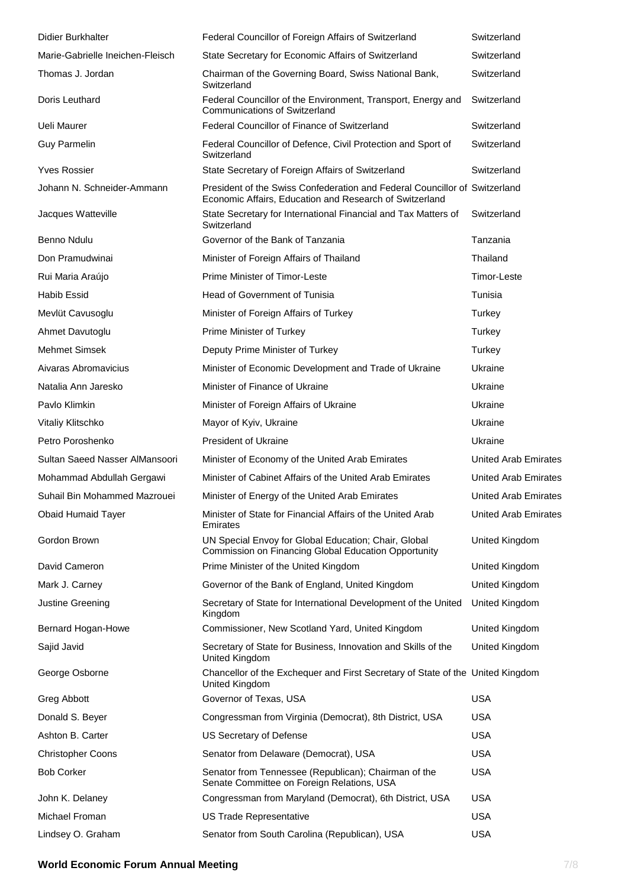| | | |
|---|---|---|
| Didier Burkhalter | Federal Councillor of Foreign Affairs of Switzerland | Switzerland |
| Marie-Gabrielle Ineichen-Fleisch | State Secretary for Economic Affairs of Switzerland | Switzerland |
| Thomas J. Jordan | Chairman of the Governing Board, Swiss National Bank, Switzerland | Switzerland |
| Doris Leuthard | Federal Councillor of the Environment, Transport, Energy and Communications of Switzerland | Switzerland |
| Ueli Maurer | Federal Councillor of Finance of Switzerland | Switzerland |
| Guy Parmelin | Federal Councillor of Defence, Civil Protection and Sport of Switzerland | Switzerland |
| Yves Rossier | State Secretary of Foreign Affairs of Switzerland | Switzerland |
| Johann N. Schneider-Ammann | President of the Swiss Confederation and Federal Councillor of Economic Affairs, Education and Research of Switzerland | Switzerland |
| Jacques Watteville | State Secretary for International Financial and Tax Matters of Switzerland | Switzerland |
| Benno Ndulu | Governor of the Bank of Tanzania | Tanzania |
| Don Pramudwinai | Minister of Foreign Affairs of Thailand | Thailand |
| Rui Maria Araújo | Prime Minister of Timor-Leste | Timor-Leste |
| Habib Essid | Head of Government of Tunisia | Tunisia |
| Mevlüt Cavusoglu | Minister of Foreign Affairs of Turkey | Turkey |
| Ahmet Davutoglu | Prime Minister of Turkey | Turkey |
| Mehmet Simsek | Deputy Prime Minister of Turkey | Turkey |
| Aivaras Abromavicius | Minister of Economic Development and Trade of Ukraine | Ukraine |
| Natalia Ann Jaresko | Minister of Finance of Ukraine | Ukraine |
| Pavlo Klimkin | Minister of Foreign Affairs of Ukraine | Ukraine |
| Vitaliy Klitschko | Mayor of Kyiv, Ukraine | Ukraine |
| Petro Poroshenko | President of Ukraine | Ukraine |
| Sultan Saeed Nasser AlMansoori | Minister of Economy of the United Arab Emirates | United Arab Emirates |
| Mohammad Abdullah Gergawi | Minister of Cabinet Affairs of the United Arab Emirates | United Arab Emirates |
| Suhail Bin Mohammed Mazrouei | Minister of Energy of the United Arab Emirates | United Arab Emirates |
| Obaid Humaid Tayer | Minister of State for Financial Affairs of the United Arab Emirates | United Arab Emirates |
| Gordon Brown | UN Special Envoy for Global Education; Chair, Global Commission on Financing Global Education Opportunity | United Kingdom |
| David Cameron | Prime Minister of the United Kingdom | United Kingdom |
| Mark J. Carney | Governor of the Bank of England, United Kingdom | United Kingdom |
| Justine Greening | Secretary of State for International Development of the United Kingdom | United Kingdom |
| Bernard Hogan-Howe | Commissioner, New Scotland Yard, United Kingdom | United Kingdom |
| Sajid Javid | Secretary of State for Business, Innovation and Skills of the United Kingdom | United Kingdom |
| George Osborne | Chancellor of the Exchequer and First Secretary of State of the United Kingdom | United Kingdom |
| Greg Abbott | Governor of Texas, USA | USA |
| Donald S. Beyer | Congressman from Virginia (Democrat), 8th District, USA | USA |
| Ashton B. Carter | US Secretary of Defense | USA |
| Christopher Coons | Senator from Delaware (Democrat), USA | USA |
| Bob Corker | Senator from Tennessee (Republican); Chairman of the Senate Committee on Foreign Relations, USA | USA |
| John K. Delaney | Congressman from Maryland (Democrat), 6th District, USA | USA |
| Michael Froman | US Trade Representative | USA |
| Lindsey O. Graham | Senator from South Carolina (Republican), USA | USA |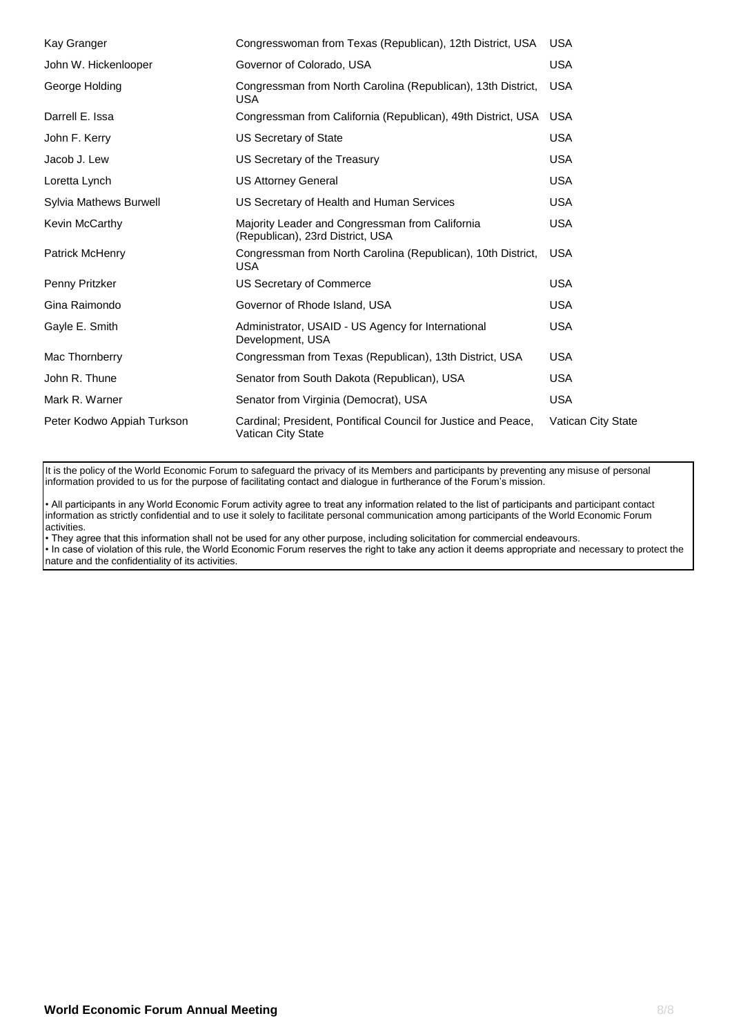| | | |
|---|---|---|
| Kay Granger | Congresswoman from Texas (Republican), 12th District, USA | USA |
| John W. Hickenlooper | Governor of Colorado, USA | USA |
| George Holding | Congressman from North Carolina (Republican), 13th District, USA | USA |
| Darrell E. Issa | Congressman from California (Republican), 49th District, USA | USA |
| John F. Kerry | US Secretary of State | USA |
| Jacob J. Lew | US Secretary of the Treasury | USA |
| Loretta Lynch | US Attorney General | USA |
| Sylvia Mathews Burwell | US Secretary of Health and Human Services | USA |
| Kevin McCarthy | Majority Leader and Congressman from California (Republican), 23rd District, USA | USA |
| Patrick McHenry | Congressman from North Carolina (Republican), 10th District, USA | USA |
| Penny Pritzker | US Secretary of Commerce | USA |
| Gina Raimondo | Governor of Rhode Island, USA | USA |
| Gayle E. Smith | Administrator, USAID - US Agency for International Development, USA | USA |
| Mac Thornberry | Congressman from Texas (Republican), 13th District, USA | USA |
| John R. Thune | Senator from South Dakota (Republican), USA | USA |
| Mark R. Warner | Senator from Virginia (Democrat), USA | USA |
| Peter Kodwo Appiah Turkson | Cardinal; President, Pontifical Council for Justice and Peace, Vatican City State | Vatican City State |

It is the policy of the World Economic Forum to safeguard the privacy of its Members and participants by preventing any misuse of personal information provided to us for the purpose of facilitating contact and dialogue in furtherance of the Forum's mission.

- All participants in any World Economic Forum activity agree to treat any information related to the list of participants and participant contact information as strictly confidential and to use it solely to facilitate personal communication among participants of the World Economic Forum activities.
- They agree that this information shall not be used for any other purpose, including solicitation for commercial endeavours.
- In case of violation of this rule, the World Economic Forum reserves the right to take any action it deems appropriate and necessary to protect the nature and the confidentiality of its activities.